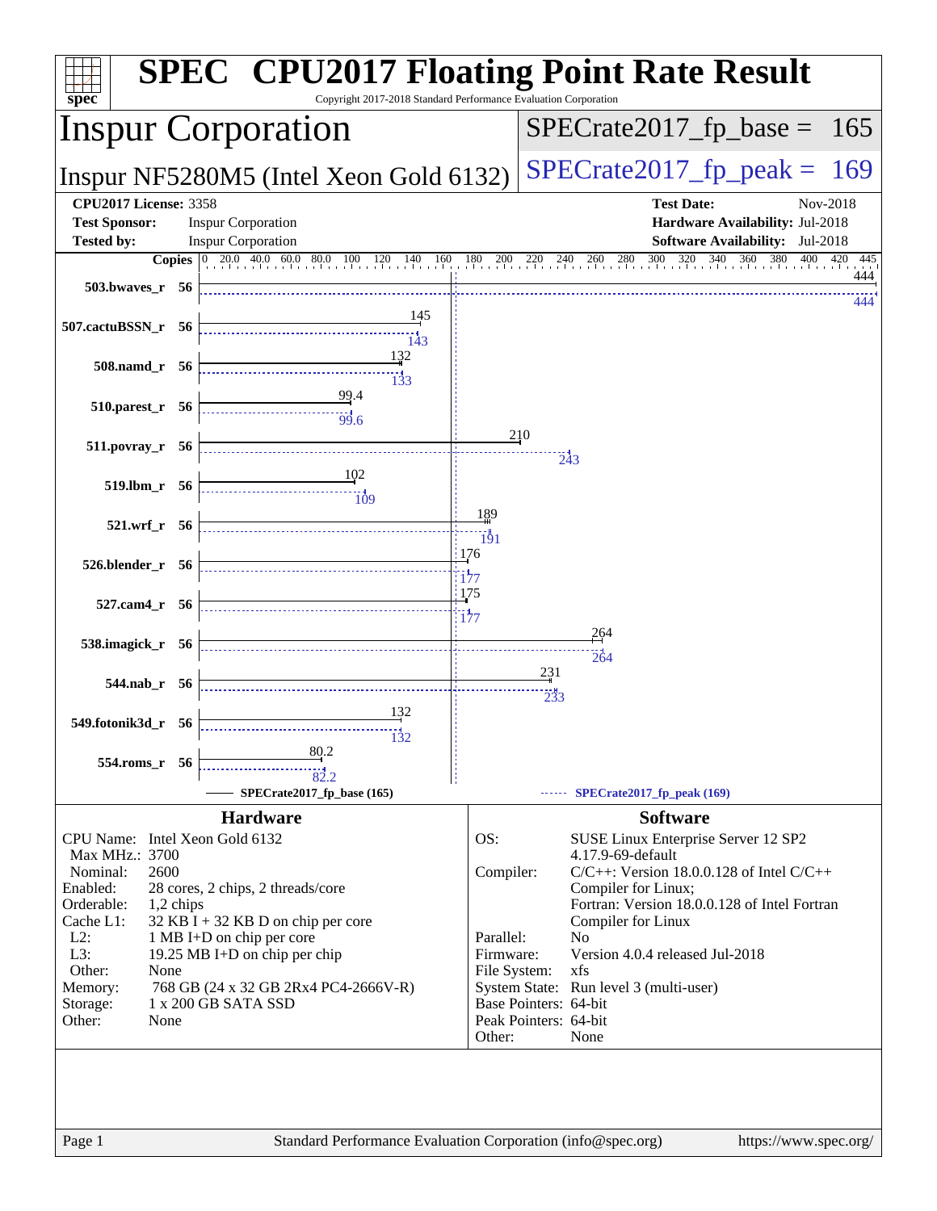# SPEC CPU2017 Floating Point Rate Result

Copyright 2017-2018 Standard Performance Evaluation Corporation

## Inspur Corporation

**Inspur NF5280M5 (Intel Xeon Gold 6132)**

SPECrate2017_fp_base = 165

SPECrate2017_fp_peak = 169

| | | | |
|---|---|---|---|
| **CPU2017 License:** | 3358 | **Test Date:** | Nov-2018 |
| **Test Sponsor:** | Inspur Corporation | **Hardware Availability:** | Jul-2018 |
| **Tested by:** | Inspur Corporation | **Software Availability:** | Jul-2018 |

| Benchmark | Copies | Base | Peak |
|---|---|---|---|
| 503.bwaves_r | 56 | 444 | 444 |
| 507.cactuBSSN_r | 56 | 145 | 143 |
| 508.namd_r | 56 | 132 | 133 |
| 510.parest_r | 56 | 99.4 | 99.6 |
| 511.povray_r | 56 | 210 | 243 |
| 519.lbm_r | 56 | 102 | 109 |
| 521.wrf_r | 56 | 189 | 191 |
| 526.blender_r | 56 | 176 | 177 |
| 527.cam4_r | 56 | 175 | 177 |
| 538.imagick_r | 56 | 264 | 264 |
| 544.nab_r | 56 | 231 | 233 |
| 549.fotonik3d_r | 56 | 132 | 132 |
| 554.roms_r | 56 | 80.2 | 82.2 |

SPECrate2017_fp_base (165) — SPECrate2017_fp_peak (169)

### Hardware

| | |
|---|---|
| CPU Name: | Intel Xeon Gold 6132 |
| Max MHz.: | 3700 |
| Nominal: | 2600 |
| Enabled: | 28 cores, 2 chips, 2 threads/core |
| Orderable: | 1,2 chips |
| Cache L1: | 32 KB I + 32 KB D on chip per core |
| L2: | 1 MB I+D on chip per core |
| L3: | 19.25 MB I+D on chip per chip |
| Other: | None |
| Memory: | 768 GB (24 x 32 GB 2Rx4 PC4-2666V-R) |
| Storage: | 1 x 200 GB SATA SSD |
| Other: | None |

### Software

| | |
|---|---|
| OS: | SUSE Linux Enterprise Server 12 SP2 4.17.9-69-default |
| Compiler: | C/C++: Version 18.0.0.128 of Intel C/C++ Compiler for Linux; Fortran: Version 18.0.0.128 of Intel Fortran Compiler for Linux |
| Parallel: | No |
| Firmware: | Version 4.0.4 released Jul-2018 |
| File System: | xfs |
| System State: | Run level 3 (multi-user) |
| Base Pointers: | 64-bit |
| Peak Pointers: | 64-bit |
| Other: | None |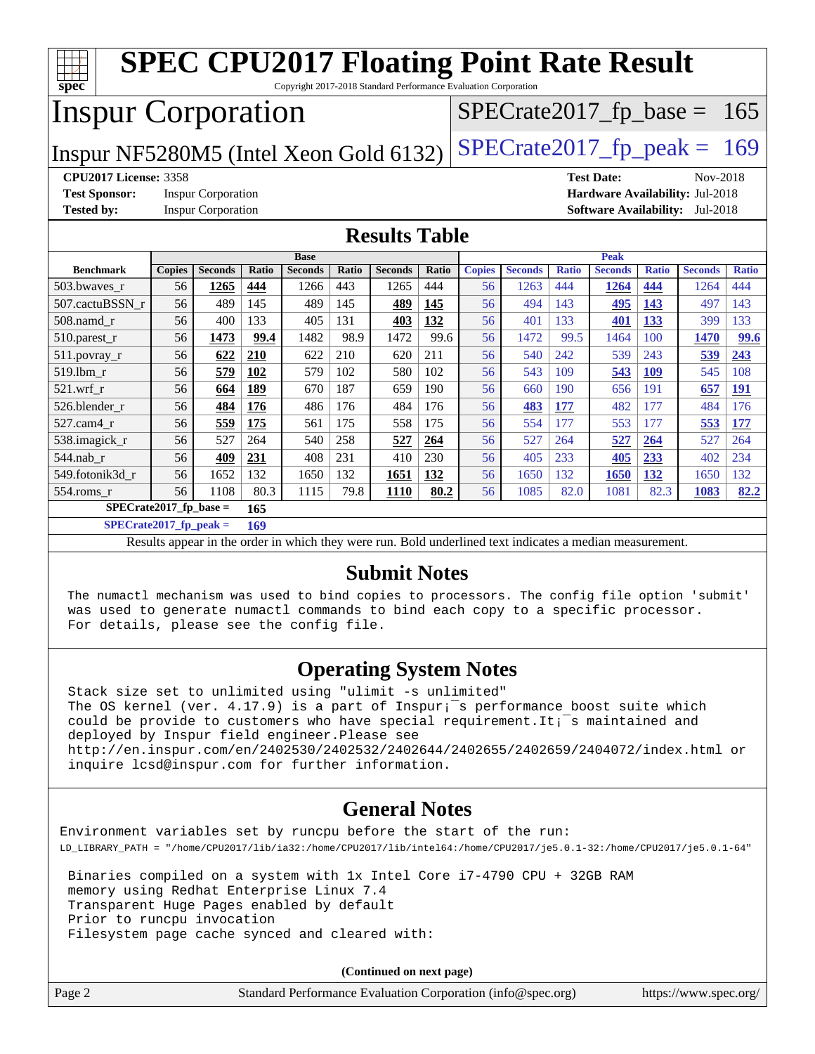# SPEC CPU2017 Floating Point Rate Result

Copyright 2017-2018 Standard Performance Evaluation Corporation

## Inspur Corporation

Inspur NF5280M5 (Intel Xeon Gold 6132)

SPECrate2017_fp_base = 165

SPECrate2017_fp_peak = 169

**CPU2017 License:** 3358
**Test Sponsor:** Inspur Corporation
**Tested by:** Inspur Corporation
**Test Date:** Nov-2018
**Hardware Availability:** Jul-2018
**Software Availability:** Jul-2018

## Results Table

| Benchmark | Base | | | | | | | Peak | | | | | | |
|---|---|---|---|---|---|---|---|---|---|---|---|---|---|---|
| | Copies | Seconds | Ratio | Seconds | Ratio | Seconds | Ratio | Copies | Seconds | Ratio | Seconds | Ratio | Seconds | Ratio |
| 503.bwaves_r | 56 | **1265** | **444** | 1266 | 443 | 1265 | 444 | 56 | 1263 | 444 | **1264** | **444** | 1264 | 444 |
| 507.cactuBSSN_r | 56 | 489 | 145 | 489 | 145 | **489** | **145** | 56 | 494 | 143 | **495** | **143** | 497 | 143 |
| 508.namd_r | 56 | 400 | 133 | 405 | 131 | **403** | **132** | 56 | 401 | 133 | **401** | **133** | 399 | 133 |
| 510.parest_r | 56 | **1473** | **99.4** | 1482 | 98.9 | 1472 | 99.6 | 56 | 1472 | 99.5 | 1464 | 100 | **1470** | **99.6** |
| 511.povray_r | 56 | **622** | **210** | 622 | 210 | 620 | 211 | 56 | 540 | 242 | 539 | 243 | **539** | **243** |
| 519.lbm_r | 56 | **579** | **102** | 579 | 102 | 580 | 102 | 56 | 543 | 109 | **543** | **109** | 545 | 108 |
| 521.wrf_r | 56 | **664** | **189** | 670 | 187 | 659 | 190 | 56 | 660 | 190 | 656 | 191 | **657** | **191** |
| 526.blender_r | 56 | **484** | **176** | 486 | 176 | 484 | 176 | 56 | **483** | **177** | 482 | 177 | 484 | 176 |
| 527.cam4_r | 56 | **559** | **175** | 561 | 175 | 558 | 175 | 56 | 554 | 177 | 553 | 177 | **553** | **177** |
| 538.imagick_r | 56 | 527 | 264 | 540 | 258 | **527** | **264** | 56 | 527 | 264 | **527** | **264** | 527 | 264 |
| 544.nab_r | 56 | **409** | **231** | 408 | 231 | 410 | 230 | 56 | 405 | 233 | **405** | **233** | 402 | 234 |
| 549.fotonik3d_r | 56 | 1652 | 132 | 1650 | 132 | **1651** | **132** | 56 | 1650 | 132 | **1650** | **132** | 1650 | 132 |
| 554.roms_r | 56 | 1108 | 80.3 | 1115 | 79.8 | **1110** | **80.2** | 56 | 1085 | 82.0 | 1081 | 82.3 | **1083** | **82.2** |

**SPECrate2017_fp_base = 165**

**SPECrate2017_fp_peak = 169**

Results appear in the order in which they were run. Bold underlined text indicates a median measurement.

## Submit Notes

```
The numactl mechanism was used to bind copies to processors. The config file option 'submit'
was used to generate numactl commands to bind each copy to a specific processor.
For details, please see the config file.
```

## Operating System Notes

```
Stack size set to unlimited using "ulimit -s unlimited"
The OS kernel (ver. 4.17.9) is a part of Inspur¡¯s performance_boost suite which
could be provide to customers who have special requirement.It¡¯s maintained and
deployed by Inspur field engineer.Please see
http://en.inspur.com/en/2402530/2402532/2402644/2402655/2402659/2404072/index.html or
inquire lcsd@inspur.com for further information.
```

## General Notes

```
Environment variables set by runcpu before the start of the run:
LD_LIBRARY_PATH = "/home/CPU2017/lib/ia32:/home/CPU2017/lib/intel64:/home/CPU2017/je5.0.1-32:/home/CPU2017/je5.0.1-64"

 Binaries compiled on a system with 1x Intel Core i7-4790 CPU + 32GB RAM
 memory using Redhat Enterprise Linux 7.4
 Transparent Huge Pages enabled by default
 Prior to runcpu invocation
 Filesystem page cache synced and cleared with:
```

**(Continued on next page)**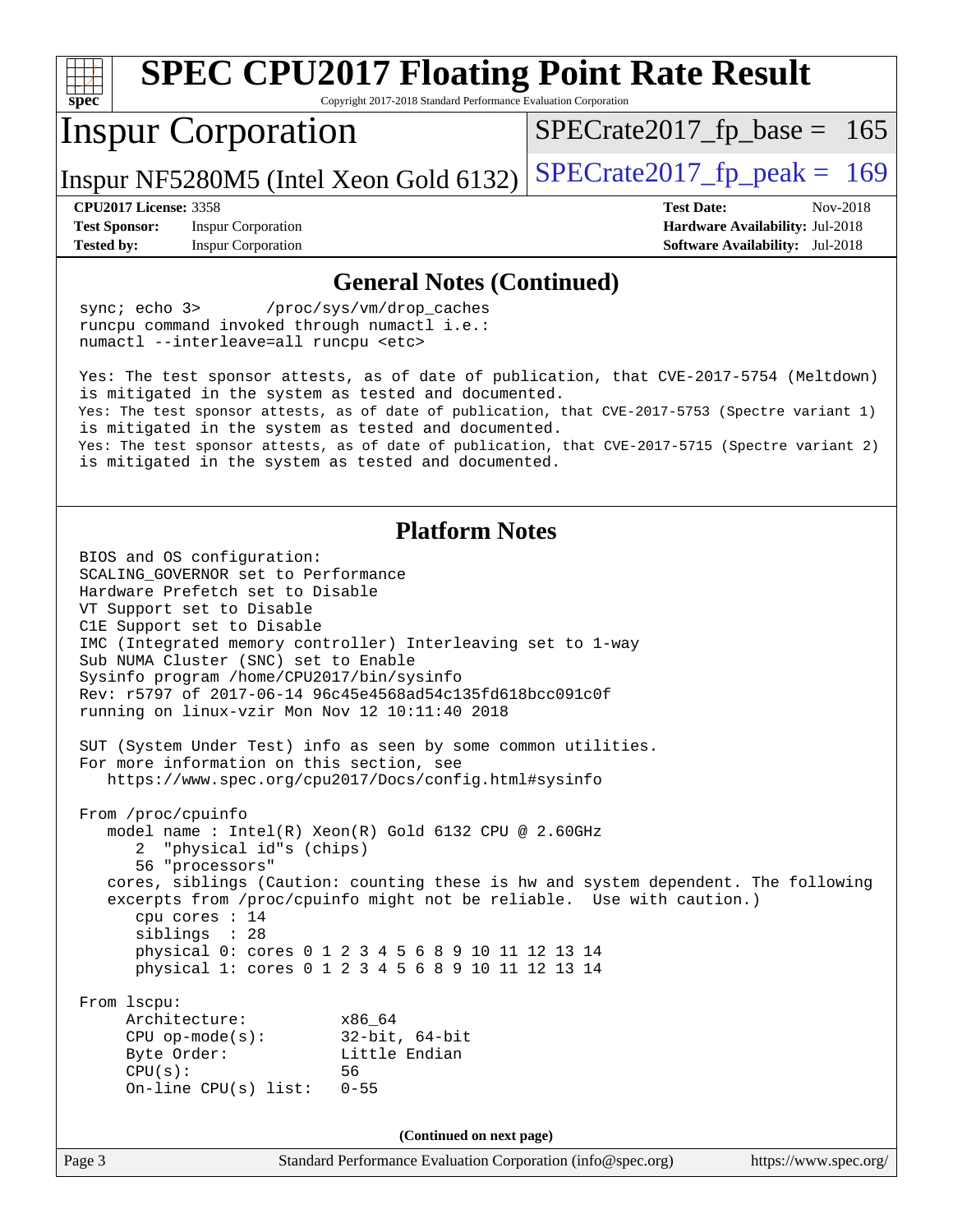## General Notes (Continued)

```
sync; echo 3>       /proc/sys/vm/drop_caches
runcpu command invoked through numactl i.e.:
numactl --interleave=all runcpu <etc>

Yes: The test sponsor attests, as of date of publication, that CVE-2017-5754 (Meltdown)
is mitigated in the system as tested and documented.
Yes: The test sponsor attests, as of date of publication, that CVE-2017-5753 (Spectre variant 1)
is mitigated in the system as tested and documented.
Yes: The test sponsor attests, as of date of publication, that CVE-2017-5715 (Spectre variant 2)
is mitigated in the system as tested and documented.
```

## Platform Notes

```
BIOS and OS configuration:
SCALING_GOVERNOR set to Performance
Hardware Prefetch set to Disable
VT Support set to Disable
C1E Support set to Disable
IMC (Integrated memory controller) Interleaving set to 1-way
Sub NUMA Cluster (SNC) set to Enable
Sysinfo program /home/CPU2017/bin/sysinfo
Rev: r5797 of 2017-06-14 96c45e4568ad54c135fd618bcc091c0f
running on linux-vzir Mon Nov 12 10:11:40 2018

SUT (System Under Test) info as seen by some common utilities.
For more information on this section, see
   https://www.spec.org/cpu2017/Docs/config.html#sysinfo

From /proc/cpuinfo
   model name : Intel(R) Xeon(R) Gold 6132 CPU @ 2.60GHz
      2  "physical id"s (chips)
      56 "processors"
   cores, siblings (Caution: counting these is hw and system dependent. The following
   excerpts from /proc/cpuinfo might not be reliable.  Use with caution.)
      cpu cores : 14
      siblings  : 28
      physical 0: cores 0 1 2 3 4 5 6 8 9 10 11 12 13 14
      physical 1: cores 0 1 2 3 4 5 6 8 9 10 11 12 13 14

From lscpu:
     Architecture:          x86_64
     CPU op-mode(s):        32-bit, 64-bit
     Byte Order:            Little Endian
     CPU(s):                56
     On-line CPU(s) list:   0-55
```

(Continued on next page)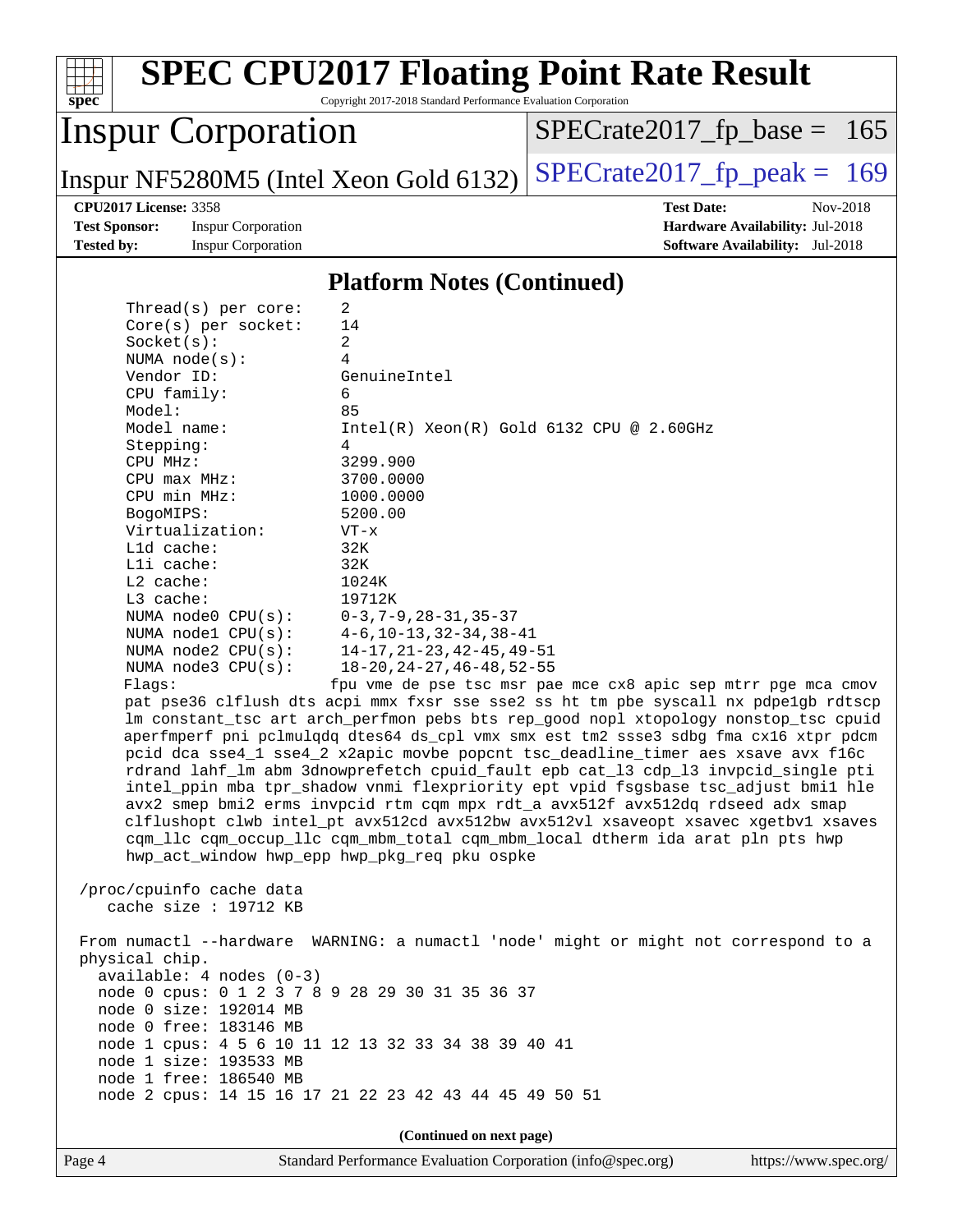## Platform Notes (Continued)

```
     Thread(s) per core:    2
     Core(s) per socket:    14
     Socket(s):             2
     NUMA node(s):          4
     Vendor ID:             GenuineIntel
     CPU family:            6
     Model:                 85
     Model name:            Intel(R) Xeon(R) Gold 6132 CPU @ 2.60GHz
     Stepping:              4
     CPU MHz:               3299.900
     CPU max MHz:           3700.0000
     CPU min MHz:           1000.0000
     BogoMIPS:              5200.00
     Virtualization:        VT-x
     L1d cache:             32K
     L1i cache:             32K
     L2 cache:              1024K
     L3 cache:              19712K
     NUMA node0 CPU(s):     0-3,7-9,28-31,35-37
     NUMA node1 CPU(s):     4-6,10-13,32-34,38-41
     NUMA node2 CPU(s):     14-17,21-23,42-45,49-51
     NUMA node3 CPU(s):     18-20,24-27,46-48,52-55
     Flags:                 fpu vme de pse tsc msr pae mce cx8 apic sep mtrr pge mca cmov
     pat pse36 clflush dts acpi mmx fxsr sse sse2 ss ht tm pbe syscall nx pdpe1gb rdtscp
     lm constant_tsc art arch_perfmon pebs bts rep_good nopl xtopology nonstop_tsc cpuid
     aperfmperf pni pclmulqdq dtes64 ds_cpl vmx smx est tm2 ssse3 sdbg fma cx16 xtpr pdcm
     pcid dca sse4_1 sse4_2 x2apic movbe popcnt tsc_deadline_timer aes xsave avx f16c
     rdrand lahf_lm abm 3dnowprefetch cpuid_fault epb cat_l3 cdp_l3 invpcid_single pti
     intel_ppin mba tpr_shadow vnmi flexpriority ept vpid fsgsbase tsc_adjust bmi1 hle
     avx2 smep bmi2 erms invpcid rtm cqm mpx rdt_a avx512f avx512dq rdseed adx smap
     clflushopt clwb intel_pt avx512cd avx512bw avx512vl xsaveopt xsavec xgetbv1 xsaves
     cqm_llc cqm_occup_llc cqm_mbm_total cqm_mbm_local dtherm ida arat pln pts hwp
     hwp_act_window hwp_epp hwp_pkg_req pku ospke

 /proc/cpuinfo cache data
    cache size : 19712 KB

 From numactl --hardware  WARNING: a numactl 'node' might or might not correspond to a
 physical chip.
   available: 4 nodes (0-3)
   node 0 cpus: 0 1 2 3 7 8 9 28 29 30 31 35 36 37
   node 0 size: 192014 MB
   node 0 free: 183146 MB
   node 1 cpus: 4 5 6 10 11 12 13 32 33 34 38 39 40 41
   node 1 size: 193533 MB
   node 1 free: 186540 MB
   node 2 cpus: 14 15 16 17 21 22 23 42 43 44 45 49 50 51
```

(Continued on next page)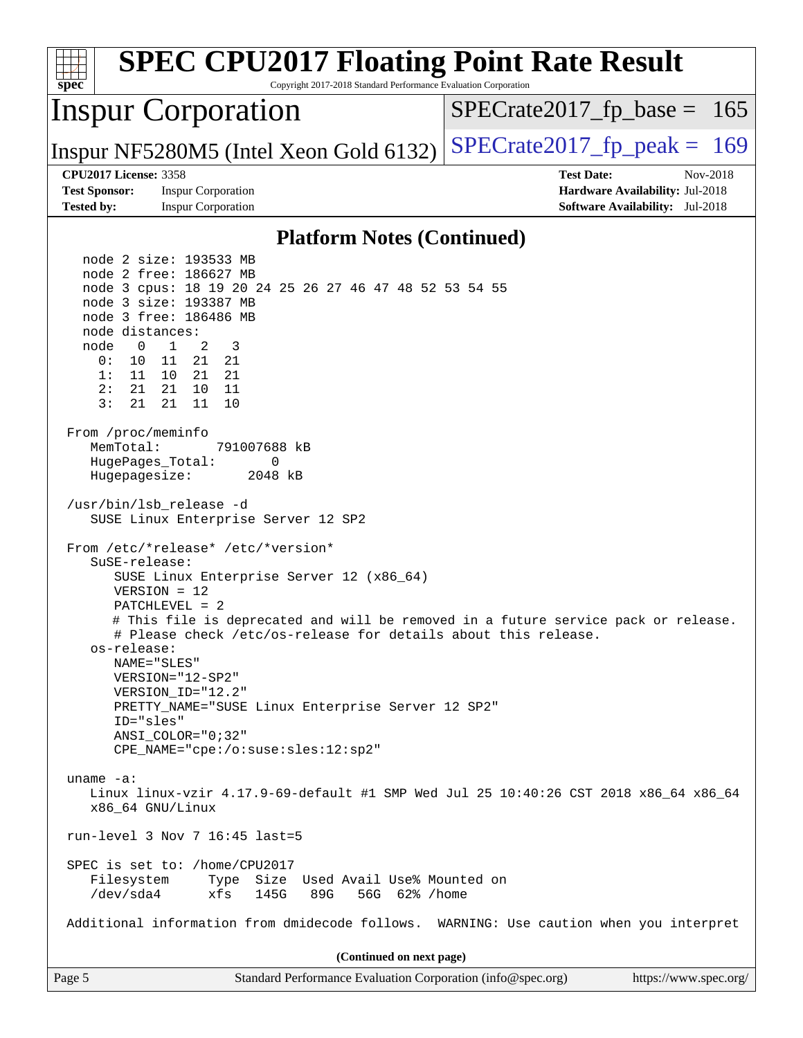## Platform Notes (Continued)

```
   node 2 size: 193533 MB
   node 2 free: 186627 MB
   node 3 cpus: 18 19 20 24 25 26 27 46 47 48 52 53 54 55
   node 3 size: 193387 MB
   node 3 free: 186486 MB
   node distances:
   node   0   1   2   3
     0:  10  11  21  21
     1:  11  10  21  21
     2:  21  21  10  11
     3:  21  21  11  10

 From /proc/meminfo
    MemTotal:       791007688 kB
    HugePages_Total:       0
    Hugepagesize:       2048 kB

 /usr/bin/lsb_release -d
    SUSE Linux Enterprise Server 12 SP2

 From /etc/*release* /etc/*version*
    SuSE-release:
       SUSE Linux Enterprise Server 12 (x86_64)
       VERSION = 12
       PATCHLEVEL = 2
       # This file is deprecated and will be removed in a future service pack or release.
       # Please check /etc/os-release for details about this release.
    os-release:
       NAME="SLES"
       VERSION="12-SP2"
       VERSION_ID="12.2"
       PRETTY_NAME="SUSE Linux Enterprise Server 12 SP2"
       ID="sles"
       ANSI_COLOR="0;32"
       CPE_NAME="cpe:/o:suse:sles:12:sp2"

 uname -a:
    Linux linux-vzir 4.17.9-69-default #1 SMP Wed Jul 25 10:40:26 CST 2018 x86_64 x86_64
    x86_64 GNU/Linux

 run-level 3 Nov 7 16:45 last=5

 SPEC is set to: /home/CPU2017
    Filesystem     Type  Size  Used Avail Use% Mounted on
    /dev/sda4      xfs   145G   89G   56G  62% /home

 Additional information from dmidecode follows.  WARNING: Use caution when you interpret
```

**(Continued on next page)**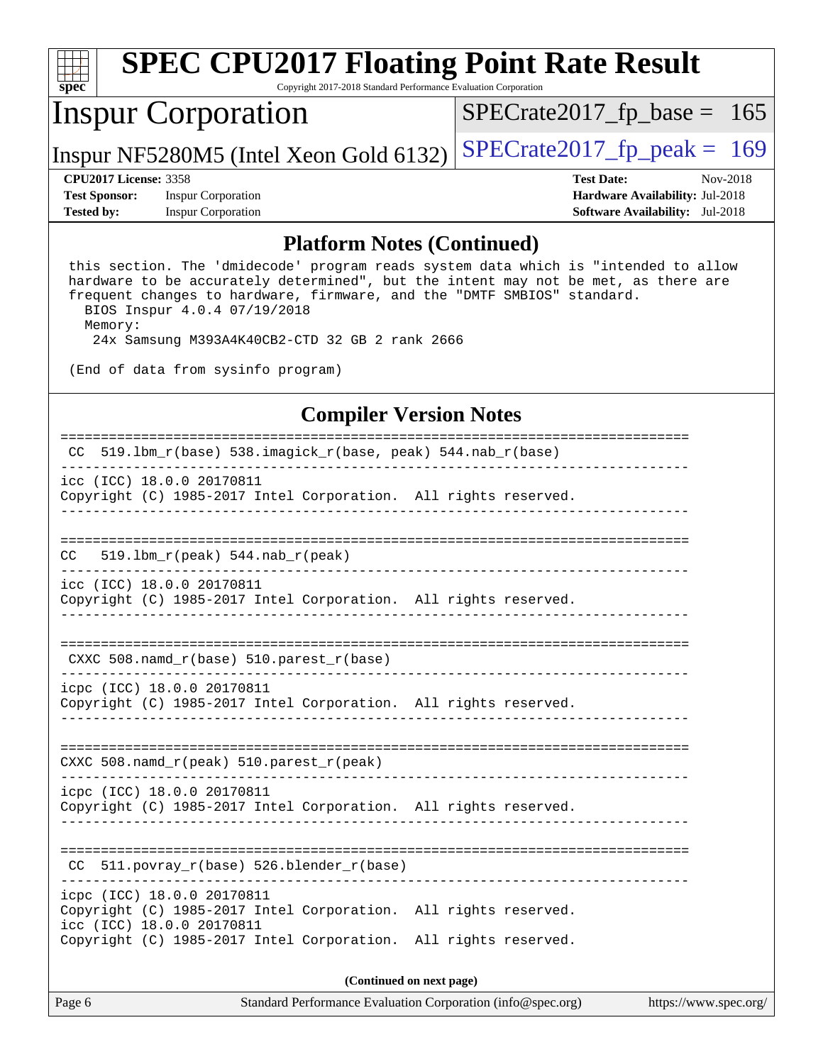## Platform Notes (Continued)

```
 this section. The 'dmidecode' program reads system data which is "intended to allow
 hardware to be accurately determined", but the intent may not be met, as there are
 frequent changes to hardware, firmware, and the "DMTF SMBIOS" standard.
   BIOS Inspur 4.0.4 07/19/2018
   Memory:
    24x Samsung M393A4K40CB2-CTD 32 GB 2 rank 2666

 (End of data from sysinfo program)
```

## Compiler Version Notes

```
==============================================================================
 CC  519.lbm_r(base) 538.imagick_r(base, peak) 544.nab_r(base)
------------------------------------------------------------------------------
icc (ICC) 18.0.0 20170811
Copyright (C) 1985-2017 Intel Corporation.  All rights reserved.
------------------------------------------------------------------------------

==============================================================================
CC   519.lbm_r(peak) 544.nab_r(peak)
------------------------------------------------------------------------------
icc (ICC) 18.0.0 20170811
Copyright (C) 1985-2017 Intel Corporation.  All rights reserved.
------------------------------------------------------------------------------

==============================================================================
 CXXC 508.namd_r(base) 510.parest_r(base)
------------------------------------------------------------------------------
icpc (ICC) 18.0.0 20170811
Copyright (C) 1985-2017 Intel Corporation.  All rights reserved.
------------------------------------------------------------------------------

==============================================================================
CXXC 508.namd_r(peak) 510.parest_r(peak)
------------------------------------------------------------------------------
icpc (ICC) 18.0.0 20170811
Copyright (C) 1985-2017 Intel Corporation.  All rights reserved.
------------------------------------------------------------------------------

==============================================================================
 CC  511.povray_r(base) 526.blender_r(base)
------------------------------------------------------------------------------
icpc (ICC) 18.0.0 20170811
Copyright (C) 1985-2017 Intel Corporation.  All rights reserved.
icc (ICC) 18.0.0 20170811
Copyright (C) 1985-2017 Intel Corporation.  All rights reserved.
```

**(Continued on next page)**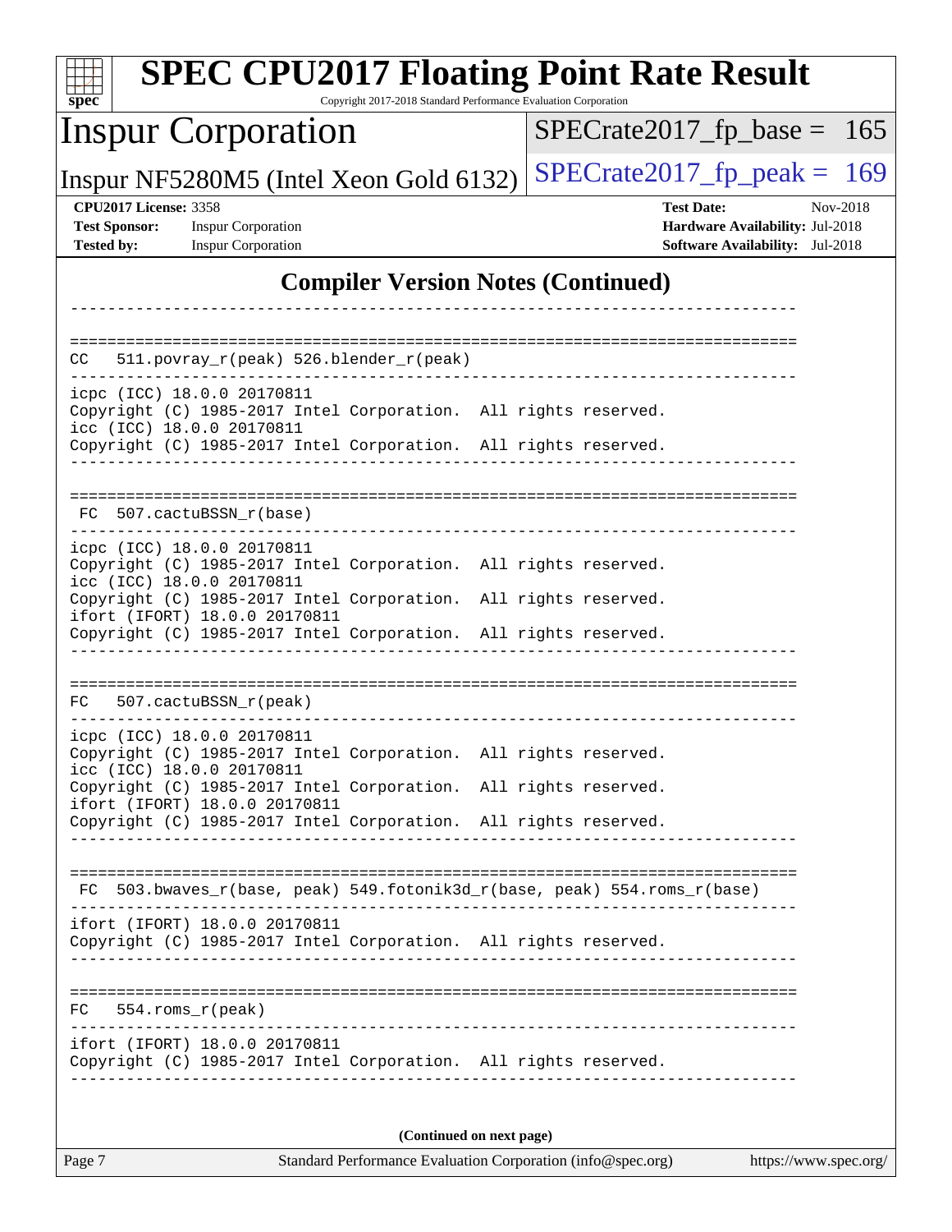## Compiler Version Notes (Continued)

```
------------------------------------------------------------------------------

==============================================================================
CC   511.povray_r(peak) 526.blender_r(peak)
------------------------------------------------------------------------------
icpc (ICC) 18.0.0 20170811
Copyright (C) 1985-2017 Intel Corporation.  All rights reserved.
icc (ICC) 18.0.0 20170811
Copyright (C) 1985-2017 Intel Corporation.  All rights reserved.
------------------------------------------------------------------------------

==============================================================================
 FC  507.cactuBSSN_r(base)
------------------------------------------------------------------------------
icpc (ICC) 18.0.0 20170811
Copyright (C) 1985-2017 Intel Corporation.  All rights reserved.
icc (ICC) 18.0.0 20170811
Copyright (C) 1985-2017 Intel Corporation.  All rights reserved.
ifort (IFORT) 18.0.0 20170811
Copyright (C) 1985-2017 Intel Corporation.  All rights reserved.
------------------------------------------------------------------------------

==============================================================================
FC   507.cactuBSSN_r(peak)
------------------------------------------------------------------------------
icpc (ICC) 18.0.0 20170811
Copyright (C) 1985-2017 Intel Corporation.  All rights reserved.
icc (ICC) 18.0.0 20170811
Copyright (C) 1985-2017 Intel Corporation.  All rights reserved.
ifort (IFORT) 18.0.0 20170811
Copyright (C) 1985-2017 Intel Corporation.  All rights reserved.
------------------------------------------------------------------------------

==============================================================================
 FC  503.bwaves_r(base, peak) 549.fotonik3d_r(base, peak) 554.roms_r(base)
------------------------------------------------------------------------------
ifort (IFORT) 18.0.0 20170811
Copyright (C) 1985-2017 Intel Corporation.  All rights reserved.
------------------------------------------------------------------------------

==============================================================================
FC   554.roms_r(peak)
------------------------------------------------------------------------------
ifort (IFORT) 18.0.0 20170811
Copyright (C) 1985-2017 Intel Corporation.  All rights reserved.
------------------------------------------------------------------------------
```

**(Continued on next page)**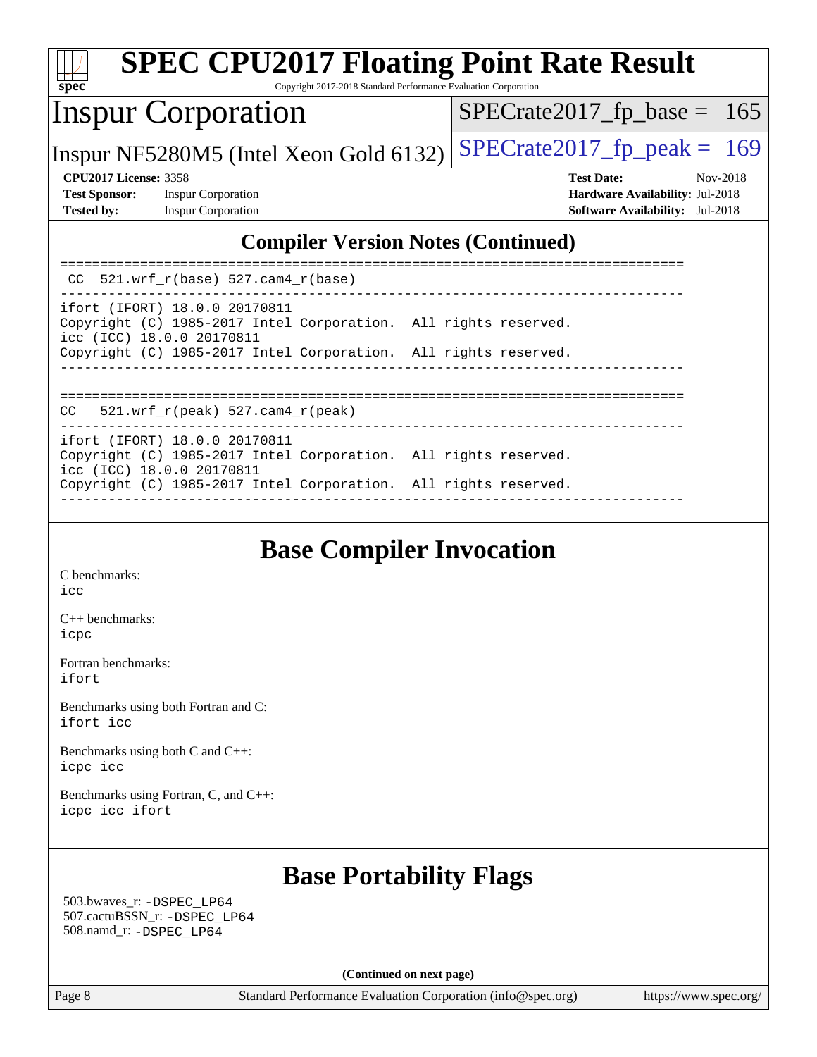# SPEC CPU2017 Floating Point Rate Result

Copyright 2017-2018 Standard Performance Evaluation Corporation

## Inspur Corporation

Inspur NF5280M5 (Intel Xeon Gold 6132)

SPECrate2017_fp_base = 165

SPECrate2017_fp_peak = 169

**CPU2017 License:** 3358
**Test Sponsor:** Inspur Corporation
**Tested by:** Inspur Corporation

**Test Date:** Nov-2018
**Hardware Availability:** Jul-2018
**Software Availability:** Jul-2018

## Compiler Version Notes (Continued)

```
==============================================================================
 CC  521.wrf_r(base) 527.cam4_r(base)
------------------------------------------------------------------------------
ifort (IFORT) 18.0.0 20170811
Copyright (C) 1985-2017 Intel Corporation.  All rights reserved.
icc (ICC) 18.0.0 20170811
Copyright (C) 1985-2017 Intel Corporation.  All rights reserved.
------------------------------------------------------------------------------

==============================================================================
CC   521.wrf_r(peak) 527.cam4_r(peak)
------------------------------------------------------------------------------
ifort (IFORT) 18.0.0 20170811
Copyright (C) 1985-2017 Intel Corporation.  All rights reserved.
icc (ICC) 18.0.0 20170811
Copyright (C) 1985-2017 Intel Corporation.  All rights reserved.
------------------------------------------------------------------------------
```

## Base Compiler Invocation

C benchmarks:
icc

C++ benchmarks:
icpc

Fortran benchmarks:
ifort

Benchmarks using both Fortran and C:
ifort icc

Benchmarks using both C and C++:
icpc icc

Benchmarks using Fortran, C, and C++:
icpc icc ifort

## Base Portability Flags

503.bwaves_r: -DSPEC_LP64
507.cactuBSSN_r: -DSPEC_LP64
508.namd_r: -DSPEC_LP64

**(Continued on next page)**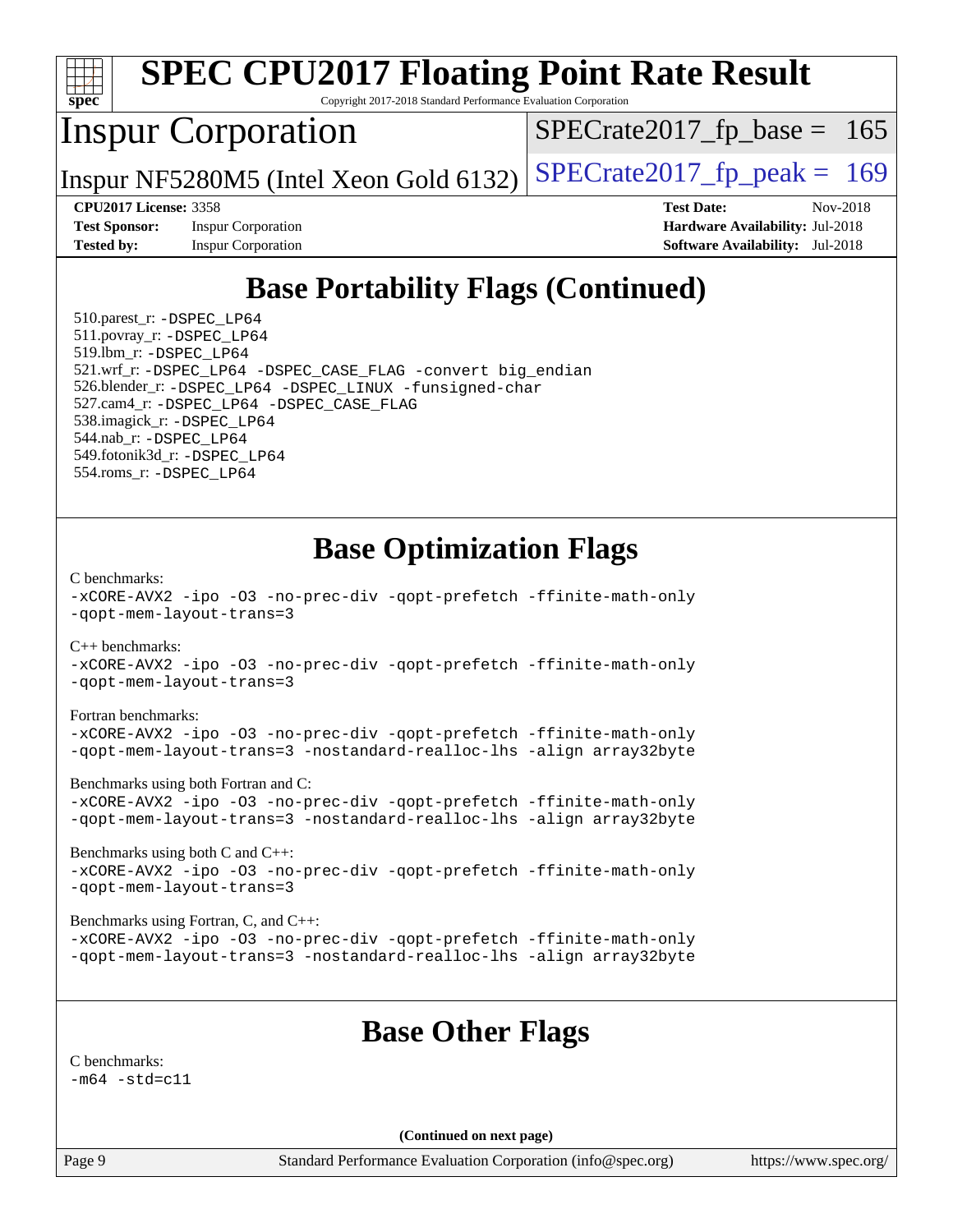# SPEC CPU2017 Floating Point Rate Result

Copyright 2017-2018 Standard Performance Evaluation Corporation

## Inspur Corporation

Inspur NF5280M5 (Intel Xeon Gold 6132)

SPECrate2017_fp_base = 165

SPECrate2017_fp_peak = 169

**CPU2017 License:** 3358
**Test Sponsor:** Inspur Corporation
**Tested by:** Inspur Corporation

**Test Date:** Nov-2018
**Hardware Availability:** Jul-2018
**Software Availability:** Jul-2018

## Base Portability Flags (Continued)

510.parest_r: `-DSPEC_LP64`
511.povray_r: `-DSPEC_LP64`
519.lbm_r: `-DSPEC_LP64`
521.wrf_r: `-DSPEC_LP64 -DSPEC_CASE_FLAG -convert big_endian`
526.blender_r: `-DSPEC_LP64 -DSPEC_LINUX -funsigned-char`
527.cam4_r: `-DSPEC_LP64 -DSPEC_CASE_FLAG`
538.imagick_r: `-DSPEC_LP64`
544.nab_r: `-DSPEC_LP64`
549.fotonik3d_r: `-DSPEC_LP64`
554.roms_r: `-DSPEC_LP64`

## Base Optimization Flags

C benchmarks:
```
-xCORE-AVX2 -ipo -O3 -no-prec-div -qopt-prefetch -ffinite-math-only
-qopt-mem-layout-trans=3
```

C++ benchmarks:
```
-xCORE-AVX2 -ipo -O3 -no-prec-div -qopt-prefetch -ffinite-math-only
-qopt-mem-layout-trans=3
```

Fortran benchmarks:
```
-xCORE-AVX2 -ipo -O3 -no-prec-div -qopt-prefetch -ffinite-math-only
-qopt-mem-layout-trans=3 -nostandard-realloc-lhs -align array32byte
```

Benchmarks using both Fortran and C:
```
-xCORE-AVX2 -ipo -O3 -no-prec-div -qopt-prefetch -ffinite-math-only
-qopt-mem-layout-trans=3 -nostandard-realloc-lhs -align array32byte
```

Benchmarks using both C and C++:
```
-xCORE-AVX2 -ipo -O3 -no-prec-div -qopt-prefetch -ffinite-math-only
-qopt-mem-layout-trans=3
```

Benchmarks using Fortran, C, and C++:
```
-xCORE-AVX2 -ipo -O3 -no-prec-div -qopt-prefetch -ffinite-math-only
-qopt-mem-layout-trans=3 -nostandard-realloc-lhs -align array32byte
```

## Base Other Flags

C benchmarks:
```
-m64 -std=c11
```

**(Continued on next page)**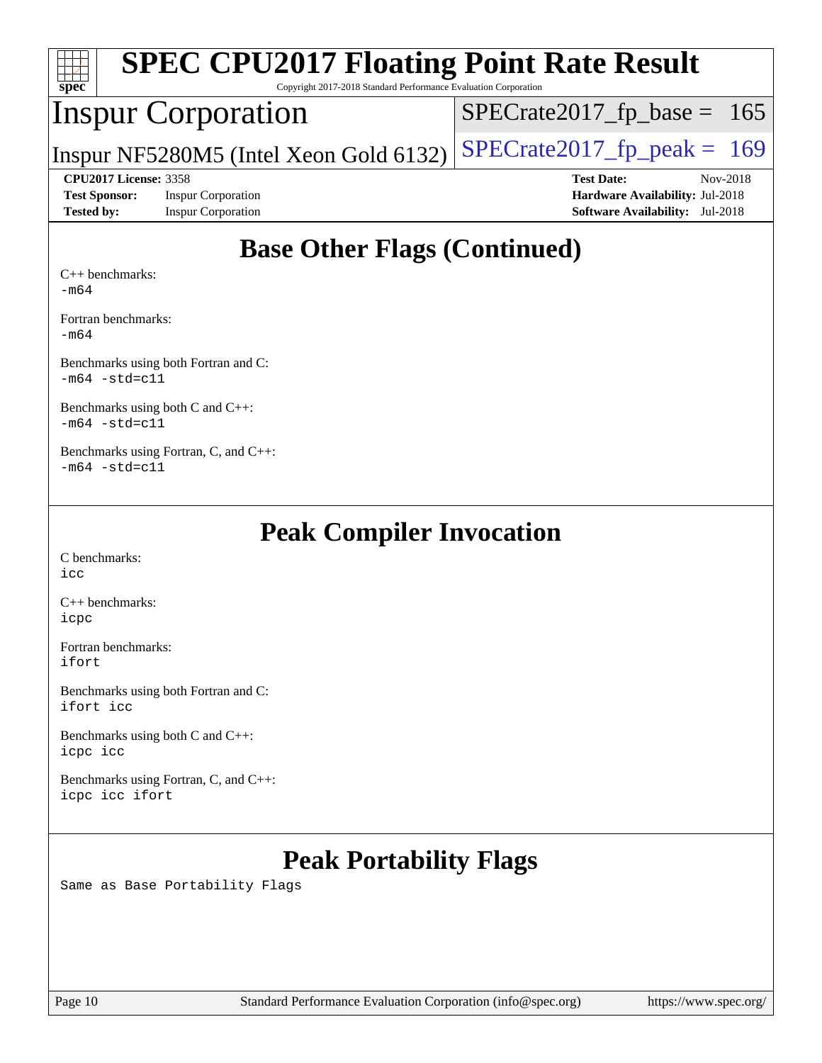# Base Other Flags (Continued)

C++ benchmarks:
-m64

Fortran benchmarks:
-m64

Benchmarks using both Fortran and C:
-m64 -std=c11

Benchmarks using both C and C++:
-m64 -std=c11

Benchmarks using Fortran, C, and C++:
-m64 -std=c11

# Peak Compiler Invocation

C benchmarks:
icc

C++ benchmarks:
icpc

Fortran benchmarks:
ifort

Benchmarks using both Fortran and C:
ifort icc

Benchmarks using both C and C++:
icpc icc

Benchmarks using Fortran, C, and C++:
icpc icc ifort

# Peak Portability Flags

Same as Base Portability Flags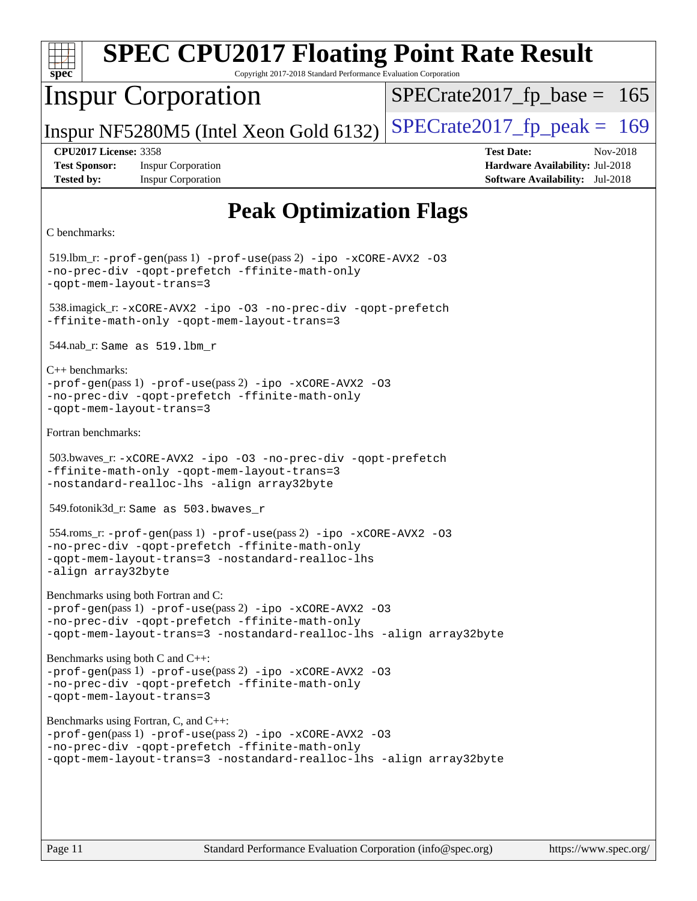# SPEC CPU2017 Floating Point Rate Result

Copyright 2017-2018 Standard Performance Evaluation Corporation

## Inspur Corporation

Inspur NF5280M5 (Intel Xeon Gold 6132)

SPECrate2017_fp_base = 165

SPECrate2017_fp_peak = 169

**CPU2017 License:** 3358
**Test Sponsor:** Inspur Corporation
**Tested by:** Inspur Corporation

**Test Date:** Nov-2018
**Hardware Availability:** Jul-2018
**Software Availability:** Jul-2018

## Peak Optimization Flags

C benchmarks:

519.lbm_r: `-prof-gen`(pass 1) `-prof-use`(pass 2) `-ipo -xCORE-AVX2 -O3 -no-prec-div -qopt-prefetch -ffinite-math-only -qopt-mem-layout-trans=3`

538.imagick_r: `-xCORE-AVX2 -ipo -O3 -no-prec-div -qopt-prefetch -ffinite-math-only -qopt-mem-layout-trans=3`

544.nab_r: `Same as 519.lbm_r`

C++ benchmarks:

`-prof-gen`(pass 1) `-prof-use`(pass 2) `-ipo -xCORE-AVX2 -O3 -no-prec-div -qopt-prefetch -ffinite-math-only -qopt-mem-layout-trans=3`

Fortran benchmarks:

503.bwaves_r: `-xCORE-AVX2 -ipo -O3 -no-prec-div -qopt-prefetch -ffinite-math-only -qopt-mem-layout-trans=3 -nostandard-realloc-lhs -align array32byte`

549.fotonik3d_r: `Same as 503.bwaves_r`

554.roms_r: `-prof-gen`(pass 1) `-prof-use`(pass 2) `-ipo -xCORE-AVX2 -O3 -no-prec-div -qopt-prefetch -ffinite-math-only -qopt-mem-layout-trans=3 -nostandard-realloc-lhs -align array32byte`

Benchmarks using both Fortran and C:

`-prof-gen`(pass 1) `-prof-use`(pass 2) `-ipo -xCORE-AVX2 -O3 -no-prec-div -qopt-prefetch -ffinite-math-only -qopt-mem-layout-trans=3 -nostandard-realloc-lhs -align array32byte`

Benchmarks using both C and C++:

`-prof-gen`(pass 1) `-prof-use`(pass 2) `-ipo -xCORE-AVX2 -O3 -no-prec-div -qopt-prefetch -ffinite-math-only -qopt-mem-layout-trans=3`

Benchmarks using Fortran, C, and C++:

`-prof-gen`(pass 1) `-prof-use`(pass 2) `-ipo -xCORE-AVX2 -O3 -no-prec-div -qopt-prefetch -ffinite-math-only -qopt-mem-layout-trans=3 -nostandard-realloc-lhs -align array32byte`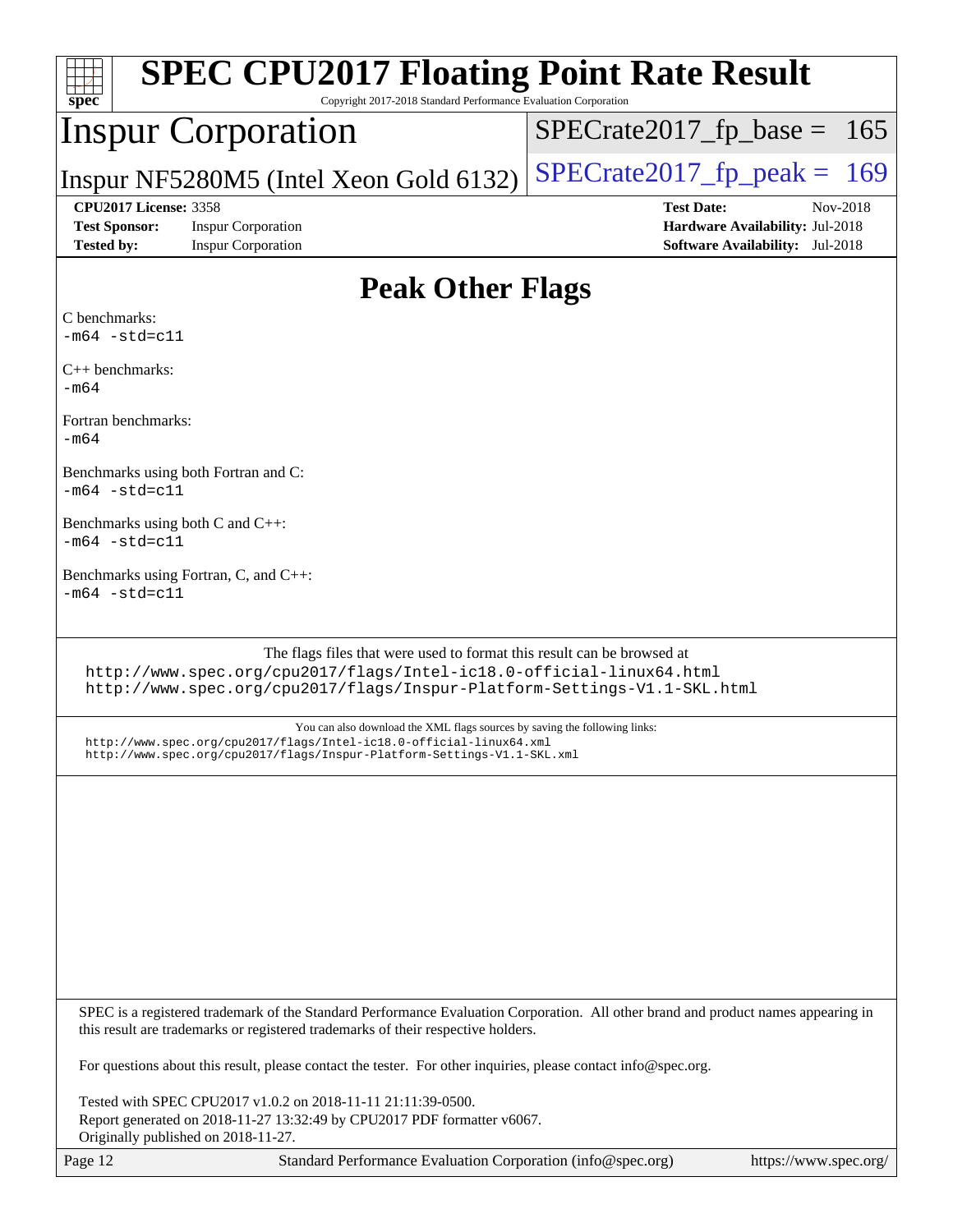# Peak Other Flags

C benchmarks:
-m64 -std=c11

C++ benchmarks:
-m64

Fortran benchmarks:
-m64

Benchmarks using both Fortran and C:
-m64 -std=c11

Benchmarks using both C and C++:
-m64 -std=c11

Benchmarks using Fortran, C, and C++:
-m64 -std=c11

The flags files that were used to format this result can be browsed at
http://www.spec.org/cpu2017/flags/Intel-ic18.0-official-linux64.html
http://www.spec.org/cpu2017/flags/Inspur-Platform-Settings-V1.1-SKL.html

You can also download the XML flags sources by saving the following links:
http://www.spec.org/cpu2017/flags/Intel-ic18.0-official-linux64.xml
http://www.spec.org/cpu2017/flags/Inspur-Platform-Settings-V1.1-SKL.xml

SPEC is a registered trademark of the Standard Performance Evaluation Corporation. All other brand and product names appearing in this result are trademarks or registered trademarks of their respective holders.

For questions about this result, please contact the tester. For other inquiries, please contact info@spec.org.

Tested with SPEC CPU2017 v1.0.2 on 2018-11-11 21:11:39-0500.
Report generated on 2018-11-27 13:32:49 by CPU2017 PDF formatter v6067.
Originally published on 2018-11-27.